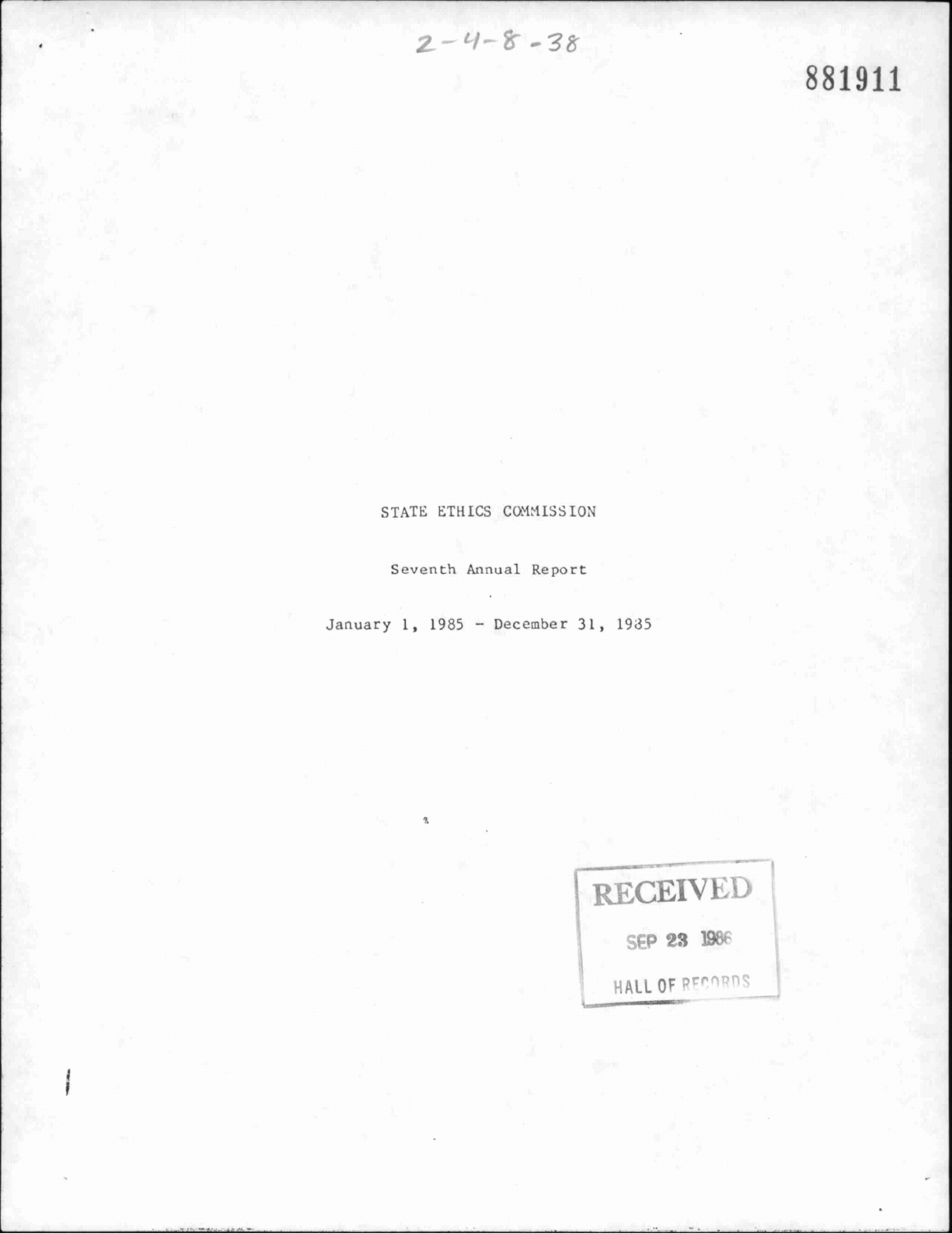2-4-8-38

881911

# STATE ETHICS COMMISSION

Seventh Annual Report

January 1, 1985 - December 31, 1985

RECEIVED

SEP 23 1986

HALL OF RECORDS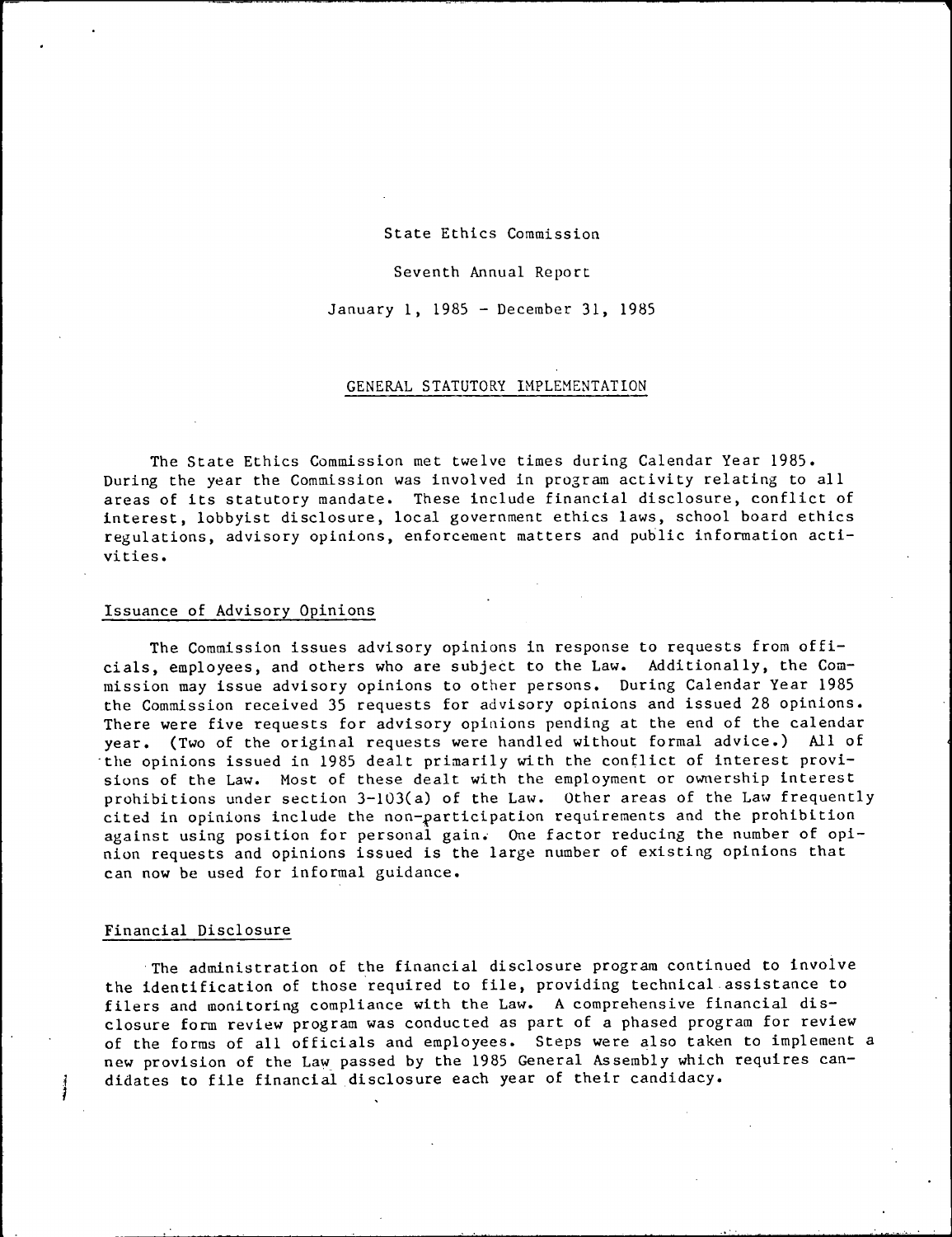State Ethics Commission

Seventh Annual Report

January 1, 1985 - December 31, 1985

## GENERAL STATUTORY IMPLEMENTATION

The State Ethics Commission met twelve times during Calendar Year 1985. During the year the Commission was involved in program activity relating to all areas of its statutory mandate. These include financial disclosure, conflict of interest, lobbyist disclosure, local government ethics laws, school board ethics regulations, advisory opinions, enforcement matters and public information activities.

### Issuance of Advisory Opinions

The Commission issues advisory opinions in response to requests from officials, employees, and others who are subject to the Law. Additionally, the Commission may issue advisory opinions to other persons. During Calendar Year 1985 the Commission received 35 requests for advisory opinions and issued 28 opinions. There were five requests for advisory opinions pending at the end of the calendar year. (Two of the original requests were handled without formal advice.) All of the opinions issued in 1985 dealt primarily with the conflict of interest provisions of the Law. Most of these dealt with the employment or ownership interest prohibitions under section 3-103(a) of the Law. Other areas of the Law frequently cited in opinions include the non-participation requirements and the prohibition against using position for personal gain. One factor reducing the number of opinion requests and opinions issued is the large number of existing opinions that can now be used for informal guidance.

### Financial Disclosure

The administration of the financial disclosure program continued to involve the identification of those required to file, providing technical assistance to filers and monitoring compliance with the Law. A comprehensive financial disclosure form review program was conducted as part of a phased program for review of the forms of all officials and employees. Steps were also taken to implement a new provision of the Law passed by the 1985 General Assembly which requires candidates to file financial disclosure each year of their candidacy.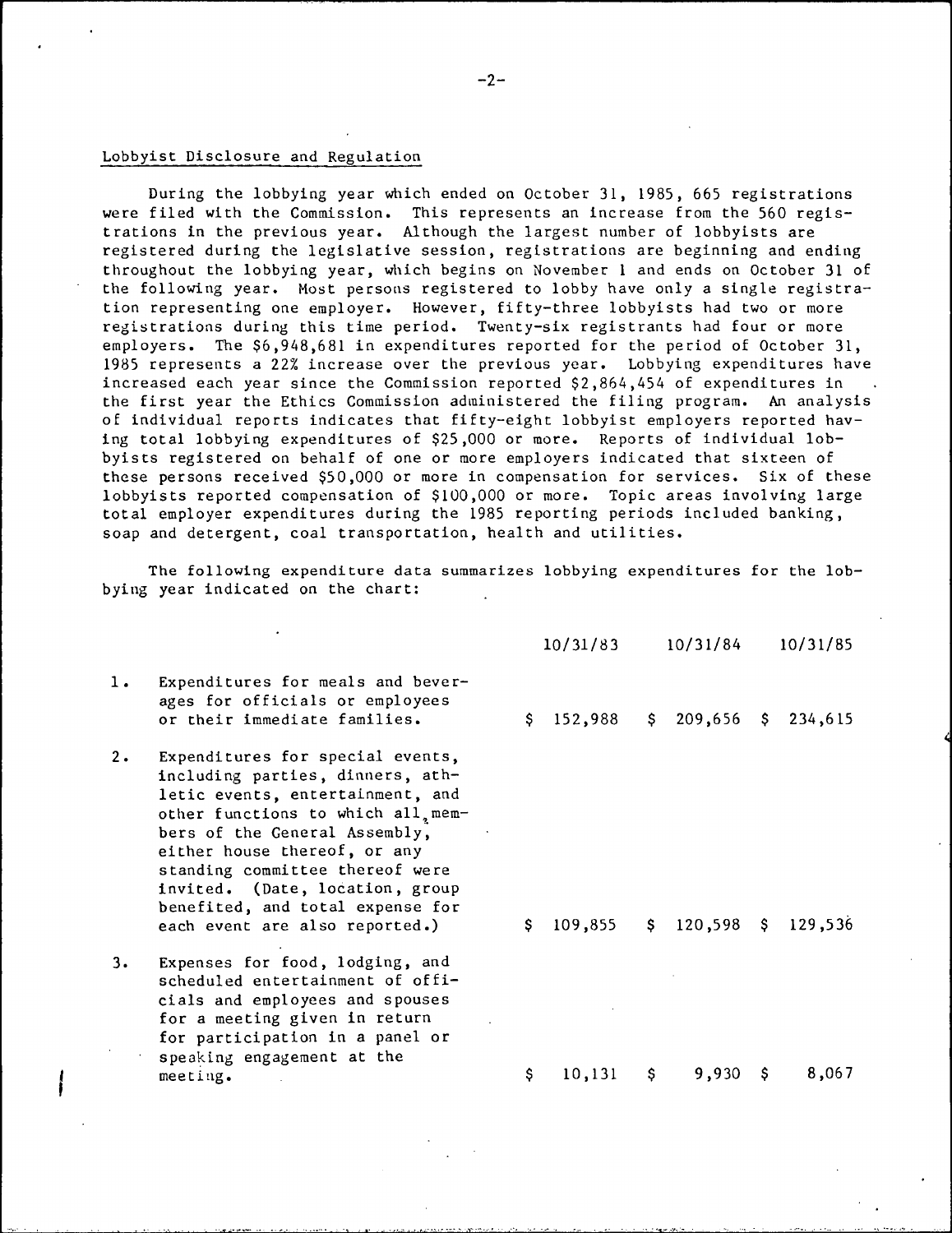## Lobbyist Disclosure and Regulation

During the lobbying year which ended on October 31, 1985, 665 registrations were filed with the Commission. This represents an increase from the 560 registrations in the previous year. Although the largest number of lobbyists are registered during the legislative session, registrations are beginning and ending throughout the lobbying year, which begins on November 1 and ends on October 31 of the following year. Most persons registered to lobby have only a single registration representing one employer. However, fifty-three lobbyists had two or more registrations during this time period. Twenty-six registrants had four or more employers. The $6,948,681 in expenditures reported for the period of October 31, 1985 represents a 22% increase over the previous year. Lobbying expenditures have increased each year since the Commission reported $2,864,454 of expenditures in the first year the Ethics Commission administered the filing program. An analysis of individual reports indicates that fifty-eight lobbyist employers reported having total lobbying expenditures of $25,000 or more. Reports of individual lobbyists registered on behalf of one or more employers indicated that sixteen of these persons received $50,000 or more in compensation for services. Six of these lobbyists reported compensation of $100,000 or more. Topic areas involving large total employer expenditures during the 1985 reporting periods included banking, soap and detergent, coal transportation, health and utilities.

The following expenditure data summarizes lobbying expenditures for the lobbying year indicated on the chart:

| | | 10/31/83 | 10/31/84 | 10/31/85 |
|---|---|---|---|---|
| 1. | Expenditures for meals and beverages for officials or employees or their immediate families. | $ 152,988 | $ 209,656 | $ 234,615 |
| 2. | Expenditures for special events, including parties, dinners, athletic events, entertainment, and other functions to which all members of the General Assembly, either house thereof, or any standing committee thereof were invited. (Date, location, group benefited, and total expense for each event are also reported.) | $ 109,855 | $ 120,598 | $ 129,536 |
| 3. | Expenses for food, lodging, and scheduled entertainment of officials and employees and spouses for a meeting given in return for participation in a panel or speaking engagement at the meeting. | $ 10,131 | $ 9,930 | $ 8,067 |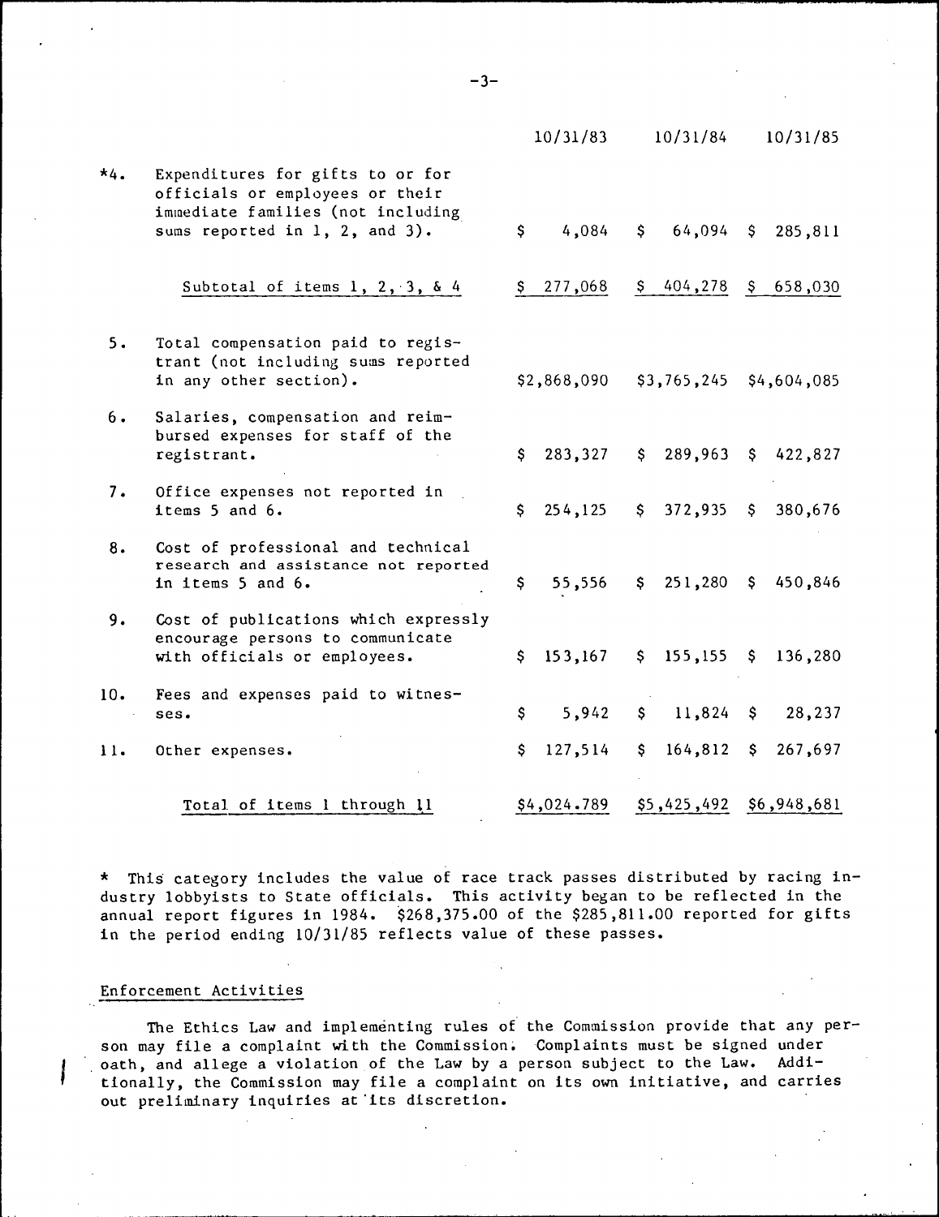| | | 10/31/83 | 10/31/84 | 10/31/85 |
|---|---|---|---|---|
| *4. | Expenditures for gifts to or for officials or employees or their immediate families (not including sums reported in 1, 2, and 3). | $ 4,084 | $ 64,094 | $ 285,811 |
| | Subtotal of items 1, 2, 3, & 4 | $ 277,068 | $ 404,278 | $ 658,030 |
| 5. | Total compensation paid to registrant (not including sums reported in any other section). | $2,868,090 | $3,765,245 | $4,604,085 |
| 6. | Salaries, compensation and reimbursed expenses for staff of the registrant. | $ 283,327 | $ 289,963 | $ 422,827 |
| 7. | Office expenses not reported in items 5 and 6. | $ 254,125 | $ 372,935 | $ 380,676 |
| 8. | Cost of professional and technical research and assistance not reported in items 5 and 6. | $ 55,556 | $ 251,280 | $ 450,846 |
| 9. | Cost of publications which expressly encourage persons to communicate with officials or employees. | $ 153,167 | $ 155,155 | $ 136,280 |
| 10. | Fees and expenses paid to witnesses. | $ 5,942 | $ 11,824 | $ 28,237 |
| 11. | Other expenses. | $ 127,514 | $ 164,812 | $ 267,697 |
| | Total of items 1 through 11 | $4,024.789 | $5,425,492 | $6,948,681 |

* This category includes the value of race track passes distributed by racing industry lobbyists to State officials. This activity began to be reflected in the annual report figures in 1984. $268,375.00 of the $285,811.00 reported for gifts in the period ending 10/31/85 reflects value of these passes.

## Enforcement Activities

The Ethics Law and implementing rules of the Commission provide that any person may file a complaint with the Commission. Complaints must be signed under oath, and allege a violation of the Law by a person subject to the Law. Additionally, the Commission may file a complaint on its own initiative, and carries out preliminary inquiries at its discretion.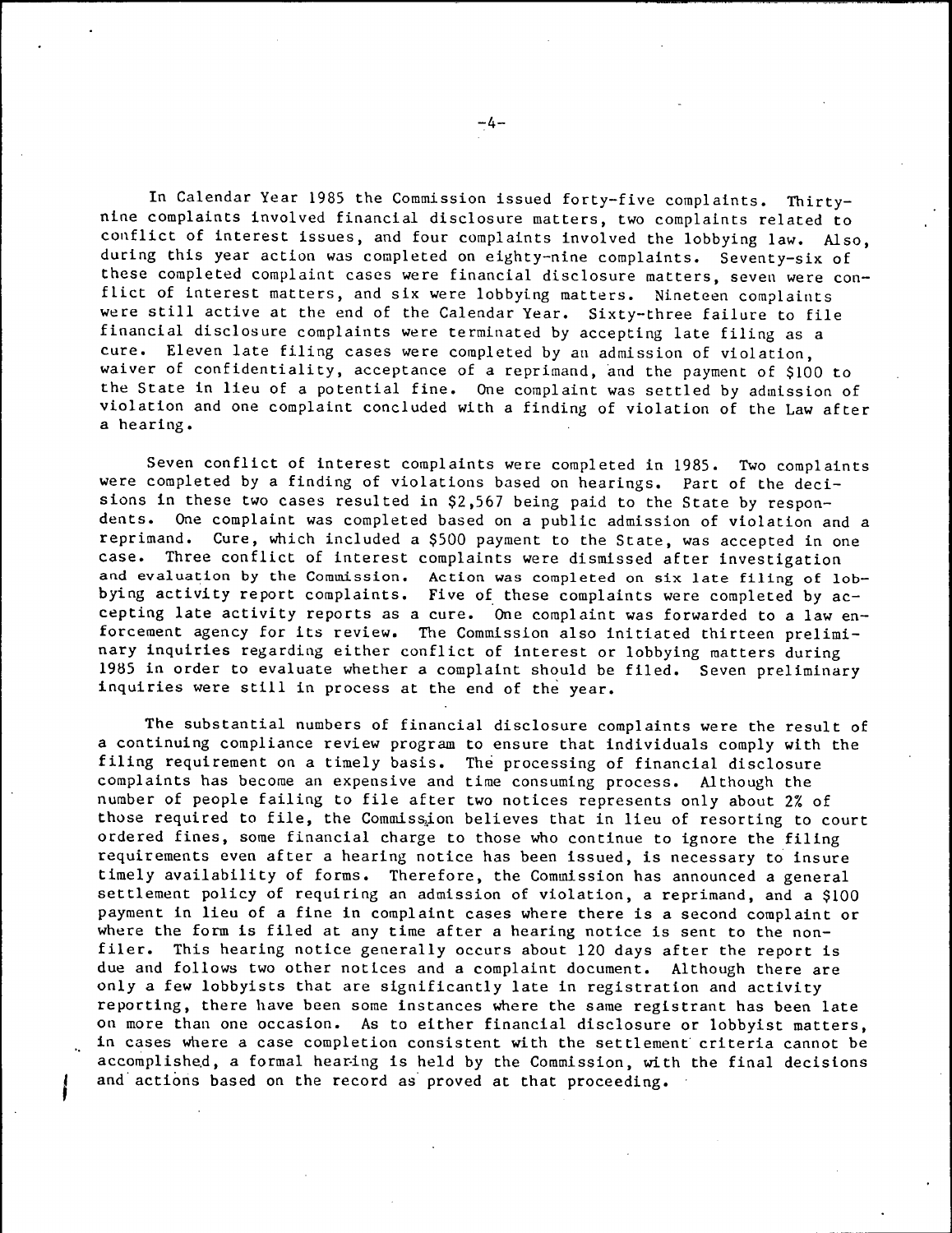In Calendar Year 1985 the Commission issued forty-five complaints. Thirty-nine complaints involved financial disclosure matters, two complaints related to conflict of interest issues, and four complaints involved the lobbying law. Also, during this year action was completed on eighty-nine complaints. Seventy-six of these completed complaint cases were financial disclosure matters, seven were conflict of interest matters, and six were lobbying matters. Nineteen complaints were still active at the end of the Calendar Year. Sixty-three failure to file financial disclosure complaints were terminated by accepting late filing as a cure. Eleven late filing cases were completed by an admission of violation, waiver of confidentiality, acceptance of a reprimand, and the payment of $100 to the State in lieu of a potential fine. One complaint was settled by admission of violation and one complaint concluded with a finding of violation of the Law after a hearing.

Seven conflict of interest complaints were completed in 1985. Two complaints were completed by a finding of violations based on hearings. Part of the decisions in these two cases resulted in $2,567 being paid to the State by respondents. One complaint was completed based on a public admission of violation and a reprimand. Cure, which included a $500 payment to the State, was accepted in one case. Three conflict of interest complaints were dismissed after investigation and evaluation by the Commission. Action was completed on six late filing of lobbying activity report complaints. Five of these complaints were completed by accepting late activity reports as a cure. One complaint was forwarded to a law enforcement agency for its review. The Commission also initiated thirteen preliminary inquiries regarding either conflict of interest or lobbying matters during 1985 in order to evaluate whether a complaint should be filed. Seven preliminary inquiries were still in process at the end of the year.

The substantial numbers of financial disclosure complaints were the result of a continuing compliance review program to ensure that individuals comply with the filing requirement on a timely basis. The processing of financial disclosure complaints has become an expensive and time consuming process. Although the number of people failing to file after two notices represents only about 2% of those required to file, the Commission believes that in lieu of resorting to court ordered fines, some financial charge to those who continue to ignore the filing requirements even after a hearing notice has been issued, is necessary to insure timely availability of forms. Therefore, the Commission has announced a general settlement policy of requiring an admission of violation, a reprimand, and a $100 payment in lieu of a fine in complaint cases where there is a second complaint or where the form is filed at any time after a hearing notice is sent to the non-filer. This hearing notice generally occurs about 120 days after the report is due and follows two other notices and a complaint document. Although there are only a few lobbyists that are significantly late in registration and activity reporting, there have been some instances where the same registrant has been late on more than one occasion. As to either financial disclosure or lobbyist matters, in cases where a case completion consistent with the settlement criteria cannot be accomplished, a formal hearing is held by the Commission, with the final decisions and actions based on the record as proved at that proceeding.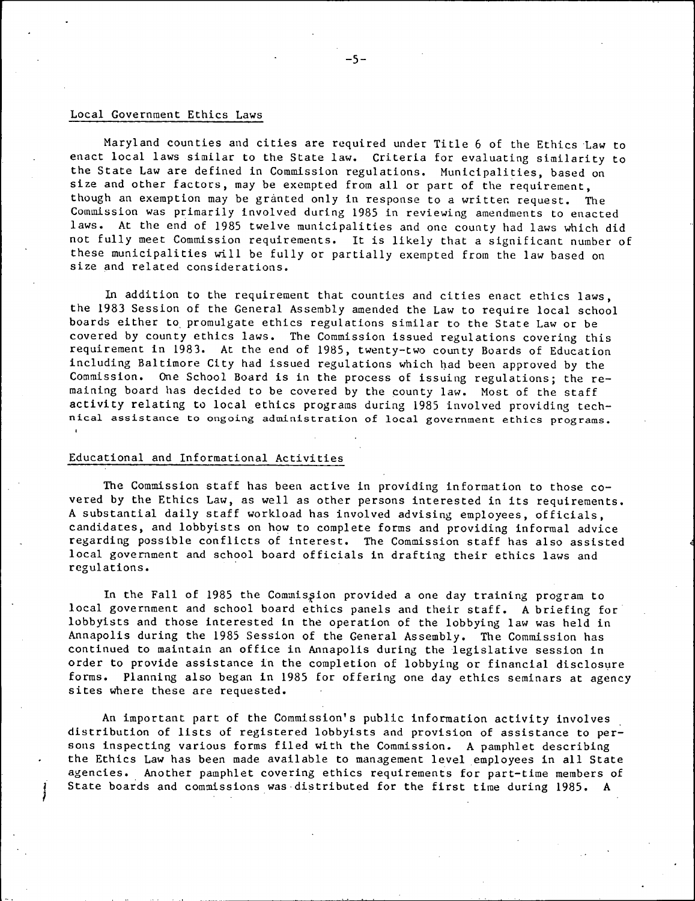## Local Government Ethics Laws

Maryland counties and cities are required under Title 6 of the Ethics Law to enact local laws similar to the State law. Criteria for evaluating similarity to the State Law are defined in Commission regulations. Municipalities, based on size and other factors, may be exempted from all or part of the requirement, though an exemption may be granted only in response to a written request. The Commission was primarily involved during 1985 in reviewing amendments to enacted laws. At the end of 1985 twelve municipalities and one county had laws which did not fully meet Commission requirements. It is likely that a significant number of these municipalities will be fully or partially exempted from the law based on size and related considerations.

In addition to the requirement that counties and cities enact ethics laws, the 1983 Session of the General Assembly amended the Law to require local school boards either to promulgate ethics regulations similar to the State Law or be covered by county ethics laws. The Commission issued regulations covering this requirement in 1983. At the end of 1985, twenty-two county Boards of Education including Baltimore City had issued regulations which had been approved by the Commission. One School Board is in the process of issuing regulations; the remaining board has decided to be covered by the county law. Most of the staff activity relating to local ethics programs during 1985 involved providing technical assistance to ongoing administration of local government ethics programs.

## Educational and Informational Activities

The Commission staff has been active in providing information to those covered by the Ethics Law, as well as other persons interested in its requirements. A substantial daily staff workload has involved advising employees, officials, candidates, and lobbyists on how to complete forms and providing informal advice regarding possible conflicts of interest. The Commission staff has also assisted local government and school board officials in drafting their ethics laws and regulations.

In the Fall of 1985 the Commission provided a one day training program to local government and school board ethics panels and their staff. A briefing for lobbyists and those interested in the operation of the lobbying law was held in Annapolis during the 1985 Session of the General Assembly. The Commission has continued to maintain an office in Annapolis during the legislative session in order to provide assistance in the completion of lobbying or financial disclosure forms. Planning also began in 1985 for offering one day ethics seminars at agency sites where these are requested.

An important part of the Commission's public information activity involves distribution of lists of registered lobbyists and provision of assistance to persons inspecting various forms filed with the Commission. A pamphlet describing the Ethics Law has been made available to management level employees in all State agencies. Another pamphlet covering ethics requirements for part-time members of State boards and commissions was distributed for the first time during 1985. A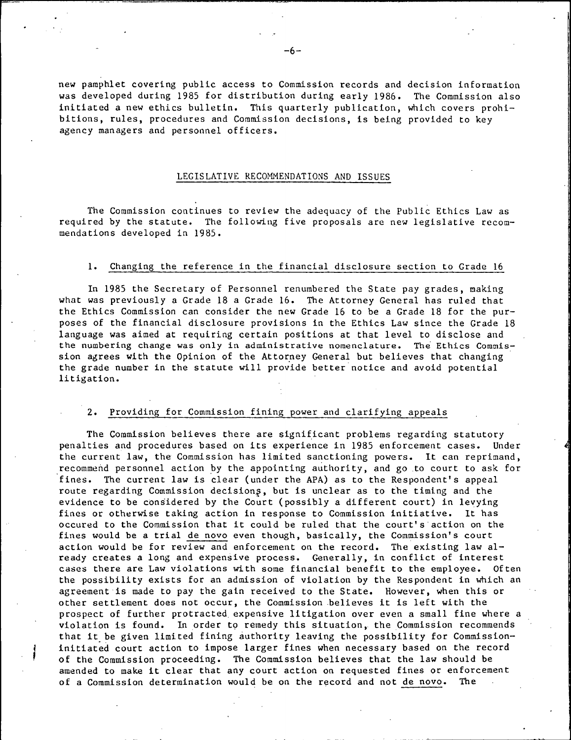new pamphlet covering public access to Commission records and decision information was developed during 1985 for distribution during early 1986. The Commission also initiated a new ethics bulletin. This quarterly publication, which covers prohibitions, rules, procedures and Commission decisions, is being provided to key agency managers and personnel officers.

## LEGISLATIVE RECOMMENDATIONS AND ISSUES

The Commission continues to review the adequacy of the Public Ethics Law as required by the statute. The following five proposals are new legislative recommendations developed in 1985.

### 1. Changing the reference in the financial disclosure section to Grade 16

In 1985 the Secretary of Personnel renumbered the State pay grades, making what was previously a Grade 18 a Grade 16. The Attorney General has ruled that the Ethics Commission can consider the new Grade 16 to be a Grade 18 for the purposes of the financial disclosure provisions in the Ethics Law since the Grade 18 language was aimed at requiring certain positions at that level to disclose and the numbering change was only in administrative nomenclature. The Ethics Commission agrees with the Opinion of the Attorney General but believes that changing the grade number in the statute will provide better notice and avoid potential litigation.

### 2. Providing for Commission fining power and clarifying appeals

The Commission believes there are significant problems regarding statutory penalties and procedures based on its experience in 1985 enforcement cases. Under the current law, the Commission has limited sanctioning powers. It can reprimand, recommend personnel action by the appointing authority, and go to court to ask for fines. The current law is clear (under the APA) as to the Respondent's appeal route regarding Commission decisions, but is unclear as to the timing and the evidence to be considered by the Court (possibly a different court) in levying fines or otherwise taking action in response to Commission initiative. It has occured to the Commission that it could be ruled that the court's action on the fines would be a trial de novo even though, basically, the Commission's court action would be for review and enforcement on the record. The existing law already creates a long and expensive process. Generally, in conflict of interest cases there are Law violations with some financial benefit to the employee. Often the possibility exists for an admission of violation by the Respondent in which an agreement is made to pay the gain received to the State. However, when this or other settlement does not occur, the Commission believes it is left with the prospect of further protracted expensive litigation over even a small fine where a violation is found. In order to remedy this situation, the Commission recommends that it be given limited fining authority leaving the possibility for Commission-initiated court action to impose larger fines when necessary based on the record of the Commission proceeding. The Commission believes that the law should be amended to make it clear that any court action on requested fines or enforcement of a Commission determination would be on the record and not de novo. The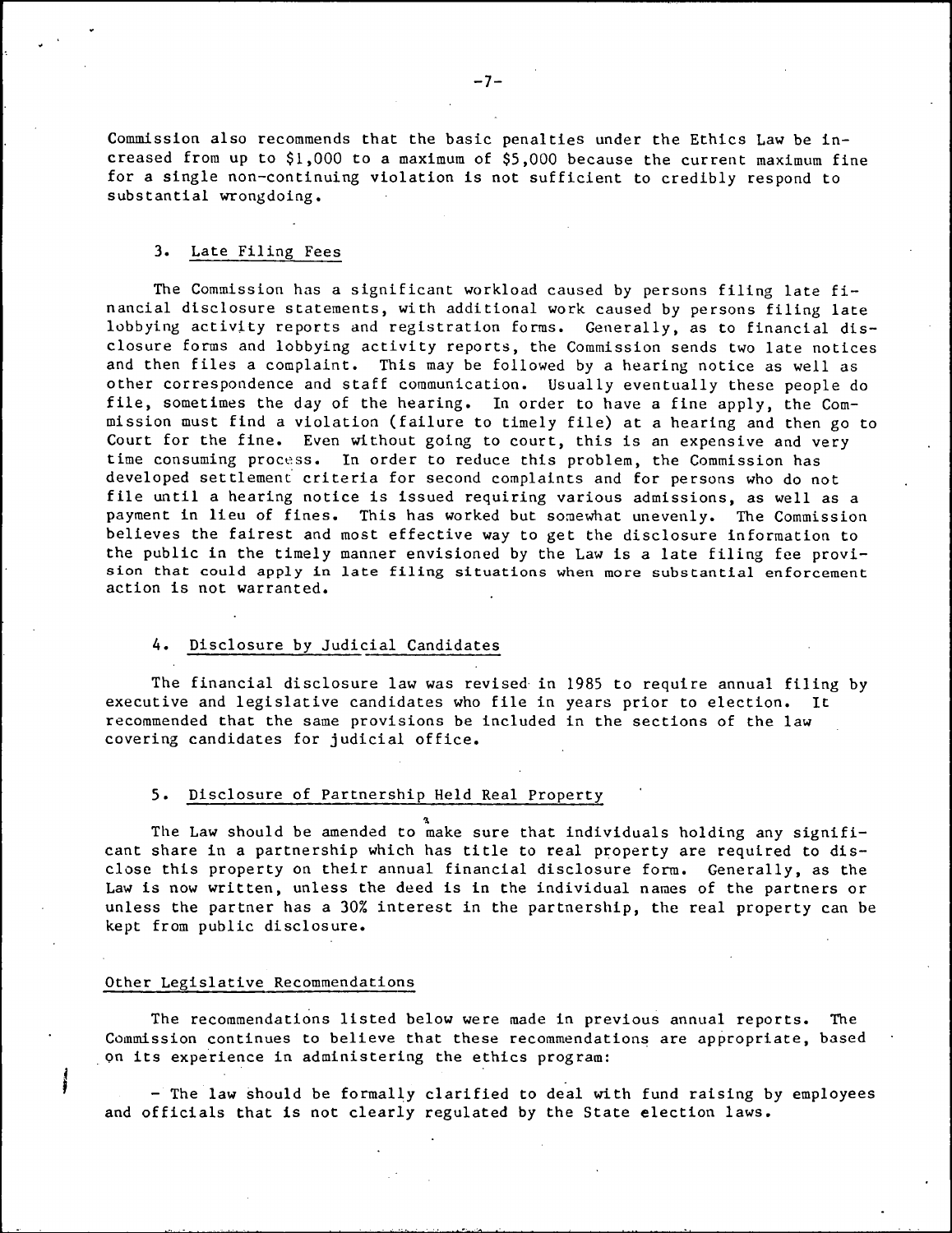Commission also recommends that the basic penalties under the Ethics Law be increased from up to $1,000 to a maximum of $5,000 because the current maximum fine for a single non-continuing violation is not sufficient to credibly respond to substantial wrongdoing.

### 3. Late Filing Fees

The Commission has a significant workload caused by persons filing late financial disclosure statements, with additional work caused by persons filing late lobbying activity reports and registration forms. Generally, as to financial disclosure forms and lobbying activity reports, the Commission sends two late notices and then files a complaint. This may be followed by a hearing notice as well as other correspondence and staff communication. Usually eventually these people do file, sometimes the day of the hearing. In order to have a fine apply, the Commission must find a violation (failure to timely file) at a hearing and then go to Court for the fine. Even without going to court, this is an expensive and very time consuming process. In order to reduce this problem, the Commission has developed settlement criteria for second complaints and for persons who do not file until a hearing notice is issued requiring various admissions, as well as a payment in lieu of fines. This has worked but somewhat unevenly. The Commission believes the fairest and most effective way to get the disclosure information to the public in the timely manner envisioned by the Law is a late filing fee provision that could apply in late filing situations when more substantial enforcement action is not warranted.

### 4. Disclosure by Judicial Candidates

The financial disclosure law was revised in 1985 to require annual filing by executive and legislative candidates who file in years prior to election. It recommended that the same provisions be included in the sections of the law covering candidates for judicial office.

### 5. Disclosure of Partnership Held Real Property

The Law should be amended to make sure that individuals holding any significant share in a partnership which has title to real property are required to disclose this property on their annual financial disclosure form. Generally, as the Law is now written, unless the deed is in the individual names of the partners or unless the partner has a 30% interest in the partnership, the real property can be kept from public disclosure.

## Other Legislative Recommendations

The recommendations listed below were made in previous annual reports. The Commission continues to believe that these recommendations are appropriate, based on its experience in administering the ethics program:

- The law should be formally clarified to deal with fund raising by employees and officials that is not clearly regulated by the State election laws.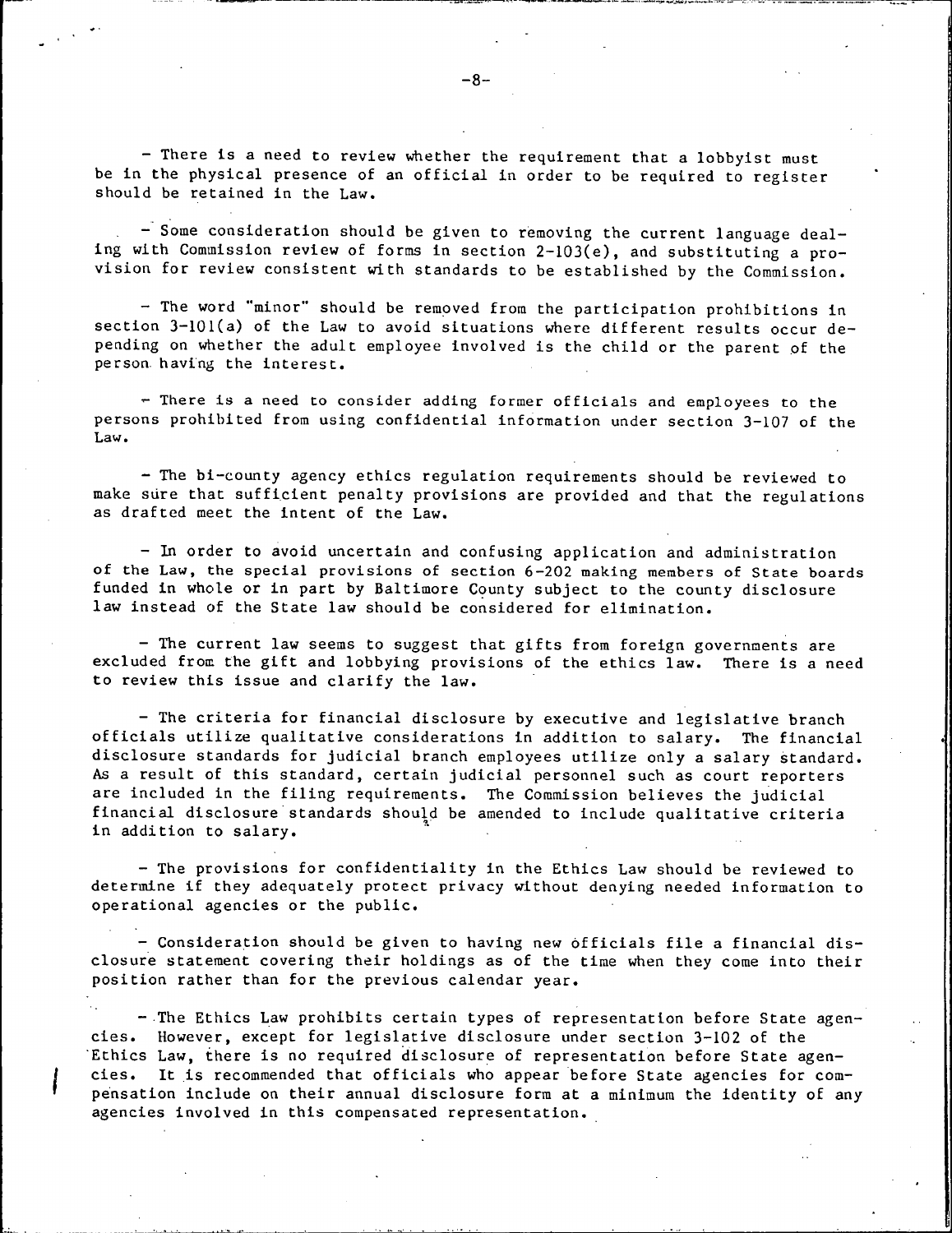- There is a need to review whether the requirement that a lobbyist must be in the physical presence of an official in order to be required to register should be retained in the Law.

- Some consideration should be given to removing the current language dealing with Commission review of forms in section 2-103(e), and substituting a provision for review consistent with standards to be established by the Commission.

- The word "minor" should be removed from the participation prohibitions in section 3-101(a) of the Law to avoid situations where different results occur depending on whether the adult employee involved is the child or the parent of the person having the interest.

- There is a need to consider adding former officials and employees to the persons prohibited from using confidential information under section 3-107 of the Law.

- The bi-county agency ethics regulation requirements should be reviewed to make sure that sufficient penalty provisions are provided and that the regulations as drafted meet the intent of the Law.

- In order to avoid uncertain and confusing application and administration of the Law, the special provisions of section 6-202 making members of State boards funded in whole or in part by Baltimore County subject to the county disclosure law instead of the State law should be considered for elimination.

- The current law seems to suggest that gifts from foreign governments are excluded from the gift and lobbying provisions of the ethics law. There is a need to review this issue and clarify the law.

- The criteria for financial disclosure by executive and legislative branch officials utilize qualitative considerations in addition to salary. The financial disclosure standards for judicial branch employees utilize only a salary standard. As a result of this standard, certain judicial personnel such as court reporters are included in the filing requirements. The Commission believes the judicial financial disclosure standards should be amended to include qualitative criteria in addition to salary.

- The provisions for confidentiality in the Ethics Law should be reviewed to determine if they adequately protect privacy without denying needed information to operational agencies or the public.

- Consideration should be given to having new officials file a financial disclosure statement covering their holdings as of the time when they come into their position rather than for the previous calendar year.

- The Ethics Law prohibits certain types of representation before State agencies. However, except for legislative disclosure under section 3-102 of the Ethics Law, there is no required disclosure of representation before State agencies. It is recommended that officials who appear before State agencies for compensation include on their annual disclosure form at a minimum the identity of any agencies involved in this compensated representation.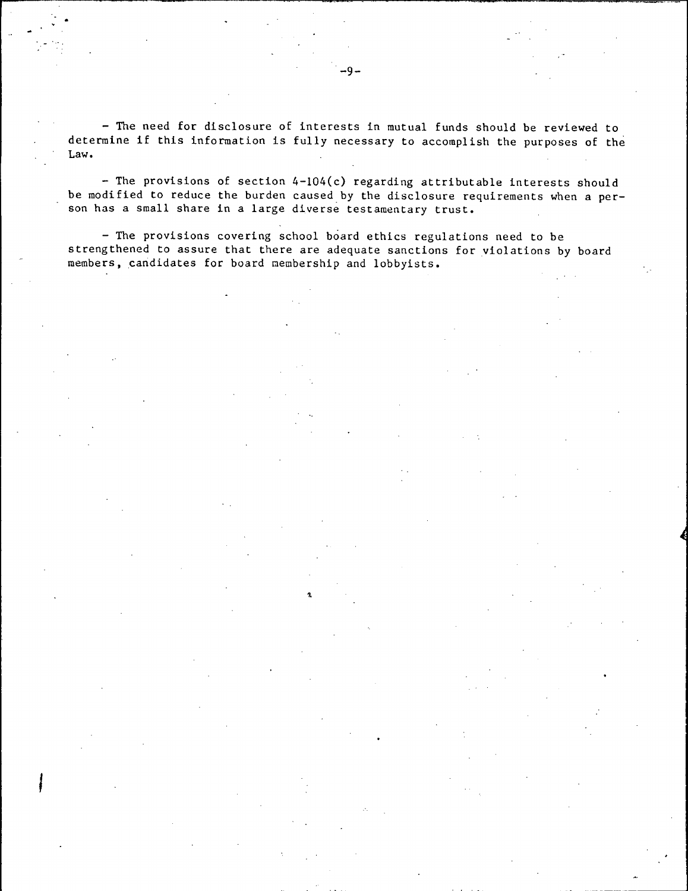- The need for disclosure of interests in mutual funds should be reviewed to determine if this information is fully necessary to accomplish the purposes of the Law.

- The provisions of section 4-104(c) regarding attributable interests should be modified to reduce the burden caused by the disclosure requirements when a person has a small share in a large diverse testamentary trust.

- The provisions covering school board ethics regulations need to be strengthened to assure that there are adequate sanctions for violations by board members, candidates for board membership and lobbyists.